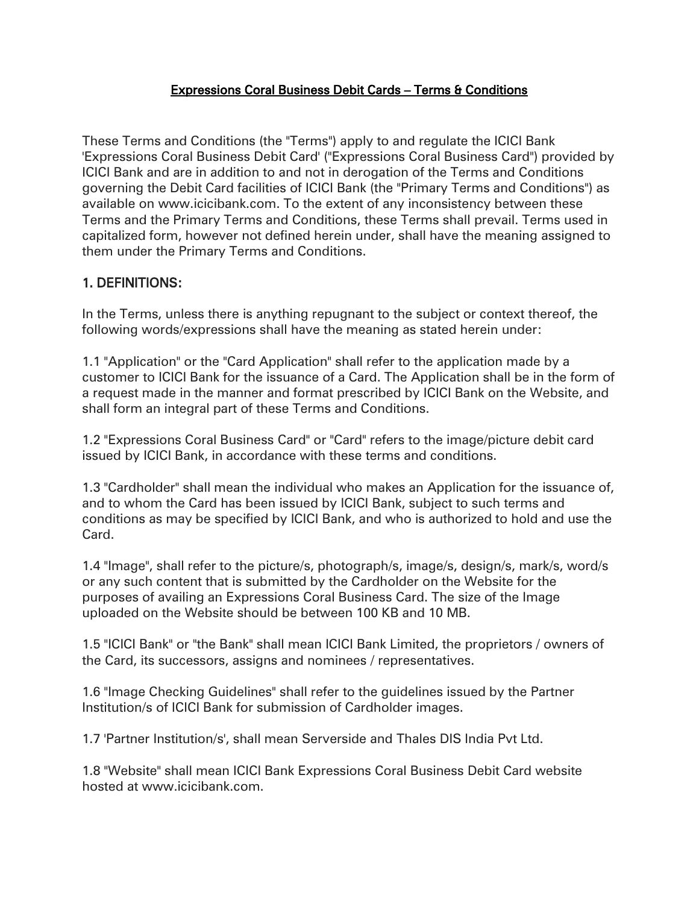# Expressions Coral Business Debit Cards – Terms & Conditions

These Terms and Conditions (the "Terms") apply to and regulate the ICICI Bank 'Expressions Coral Business Debit Card' ("Expressions Coral Business Card") provided by ICICI Bank and are in addition to and not in derogation of the Terms and Conditions governing the Debit Card facilities of ICICI Bank (the "Primary Terms and Conditions") as available on www.icicibank.com. To the extent of any inconsistency between these Terms and the Primary Terms and Conditions, these Terms shall prevail. Terms used in capitalized form, however not defined herein under, shall have the meaning assigned to them under the Primary Terms and Conditions.

## 1. DEFINITIONS:

In the Terms, unless there is anything repugnant to the subject or context thereof, the following words/expressions shall have the meaning as stated herein under:

1.1 "Application" or the "Card Application" shall refer to the application made by a customer to ICICI Bank for the issuance of a Card. The Application shall be in the form of a request made in the manner and format prescribed by ICICI Bank on the Website, and shall form an integral part of these Terms and Conditions.

1.2 "Expressions Coral Business Card" or "Card" refers to the image/picture debit card issued by ICICI Bank, in accordance with these terms and conditions.

1.3 "Cardholder" shall mean the individual who makes an Application for the issuance of, and to whom the Card has been issued by ICICI Bank, subject to such terms and conditions as may be specified by ICICI Bank, and who is authorized to hold and use the Card.

1.4 "Image", shall refer to the picture/s, photograph/s, image/s, design/s, mark/s, word/s or any such content that is submitted by the Cardholder on the Website for the purposes of availing an Expressions Coral Business Card. The size of the Image uploaded on the Website should be between 100 KB and 10 MB.

1.5 "ICICI Bank" or "the Bank" shall mean ICICI Bank Limited, the proprietors / owners of the Card, its successors, assigns and nominees / representatives.

1.6 "Image Checking Guidelines" shall refer to the guidelines issued by the Partner Institution/s of ICICI Bank for submission of Cardholder images.

1.7 'Partner Institution/s', shall mean Serverside and Thales DIS India Pvt Ltd.

1.8 "Website" shall mean ICICI Bank Expressions Coral Business Debit Card website hosted at www.icicibank.com.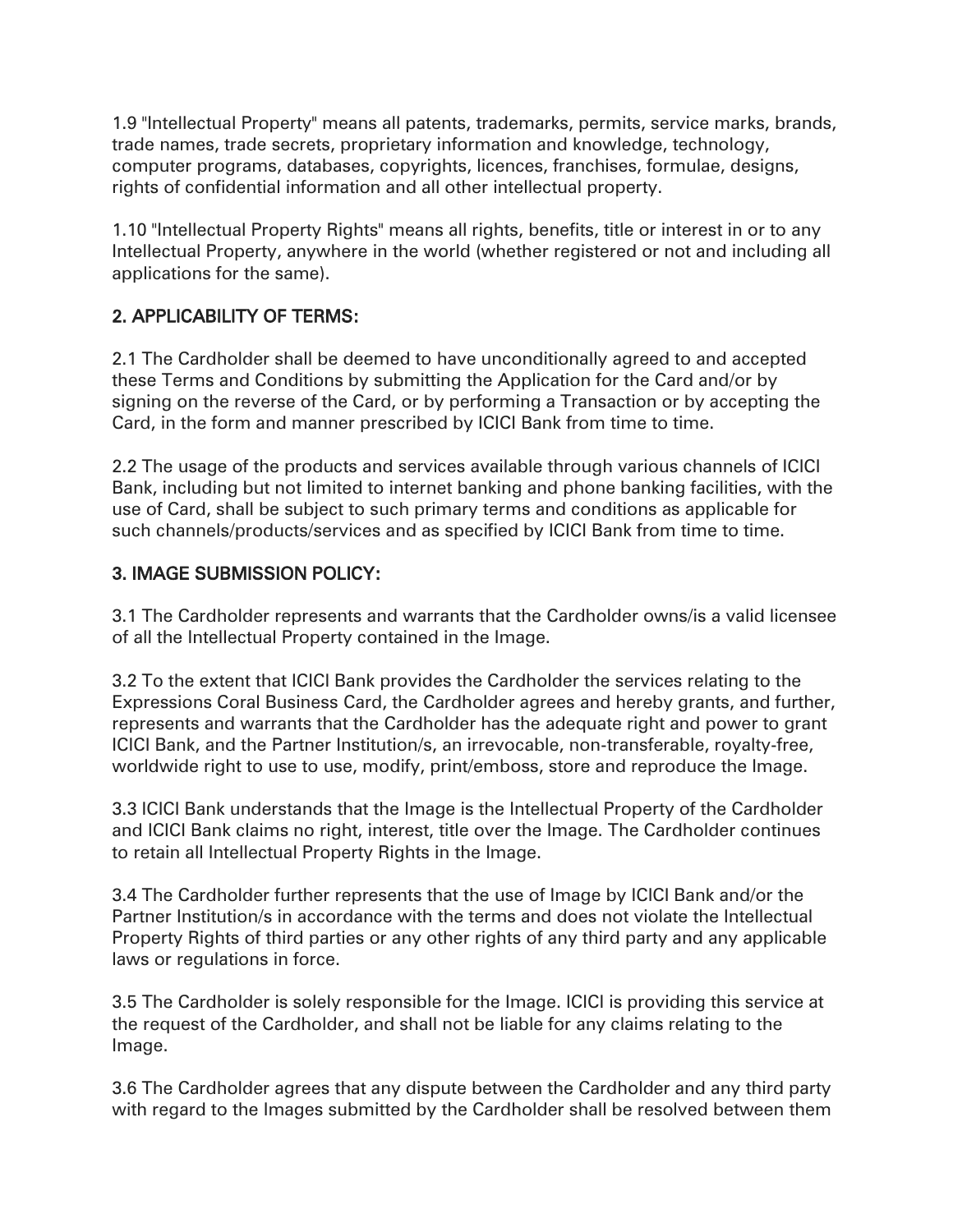1.9 "Intellectual Property" means all patents, trademarks, permits, service marks, brands, trade names, trade secrets, proprietary information and knowledge, technology, computer programs, databases, copyrights, licences, franchises, formulae, designs, rights of confidential information and all other intellectual property.

1.10 "Intellectual Property Rights" means all rights, benefits, title or interest in or to any Intellectual Property, anywhere in the world (whether registered or not and including all applications for the same).

## 2. APPLICABILITY OF TERMS:

2.1 The Cardholder shall be deemed to have unconditionally agreed to and accepted these Terms and Conditions by submitting the Application for the Card and/or by signing on the reverse of the Card, or by performing a Transaction or by accepting the Card, in the form and manner prescribed by ICICI Bank from time to time.

2.2 The usage of the products and services available through various channels of ICICI Bank, including but not limited to internet banking and phone banking facilities, with the use of Card, shall be subject to such primary terms and conditions as applicable for such channels/products/services and as specified by ICICI Bank from time to time.

## 3. IMAGE SUBMISSION POLICY:

3.1 The Cardholder represents and warrants that the Cardholder owns/is a valid licensee of all the Intellectual Property contained in the Image.

3.2 To the extent that ICICI Bank provides the Cardholder the services relating to the Expressions Coral Business Card, the Cardholder agrees and hereby grants, and further, represents and warrants that the Cardholder has the adequate right and power to grant ICICI Bank, and the Partner Institution/s, an irrevocable, non-transferable, royalty-free, worldwide right to use to use, modify, print/emboss, store and reproduce the Image.

3.3 ICICI Bank understands that the Image is the Intellectual Property of the Cardholder and ICICI Bank claims no right, interest, title over the Image. The Cardholder continues to retain all Intellectual Property Rights in the Image.

3.4 The Cardholder further represents that the use of Image by ICICI Bank and/or the Partner Institution/s in accordance with the terms and does not violate the Intellectual Property Rights of third parties or any other rights of any third party and any applicable laws or regulations in force.

3.5 The Cardholder is solely responsible for the Image. ICICI is providing this service at the request of the Cardholder, and shall not be liable for any claims relating to the Image.

3.6 The Cardholder agrees that any dispute between the Cardholder and any third party with regard to the Images submitted by the Cardholder shall be resolved between them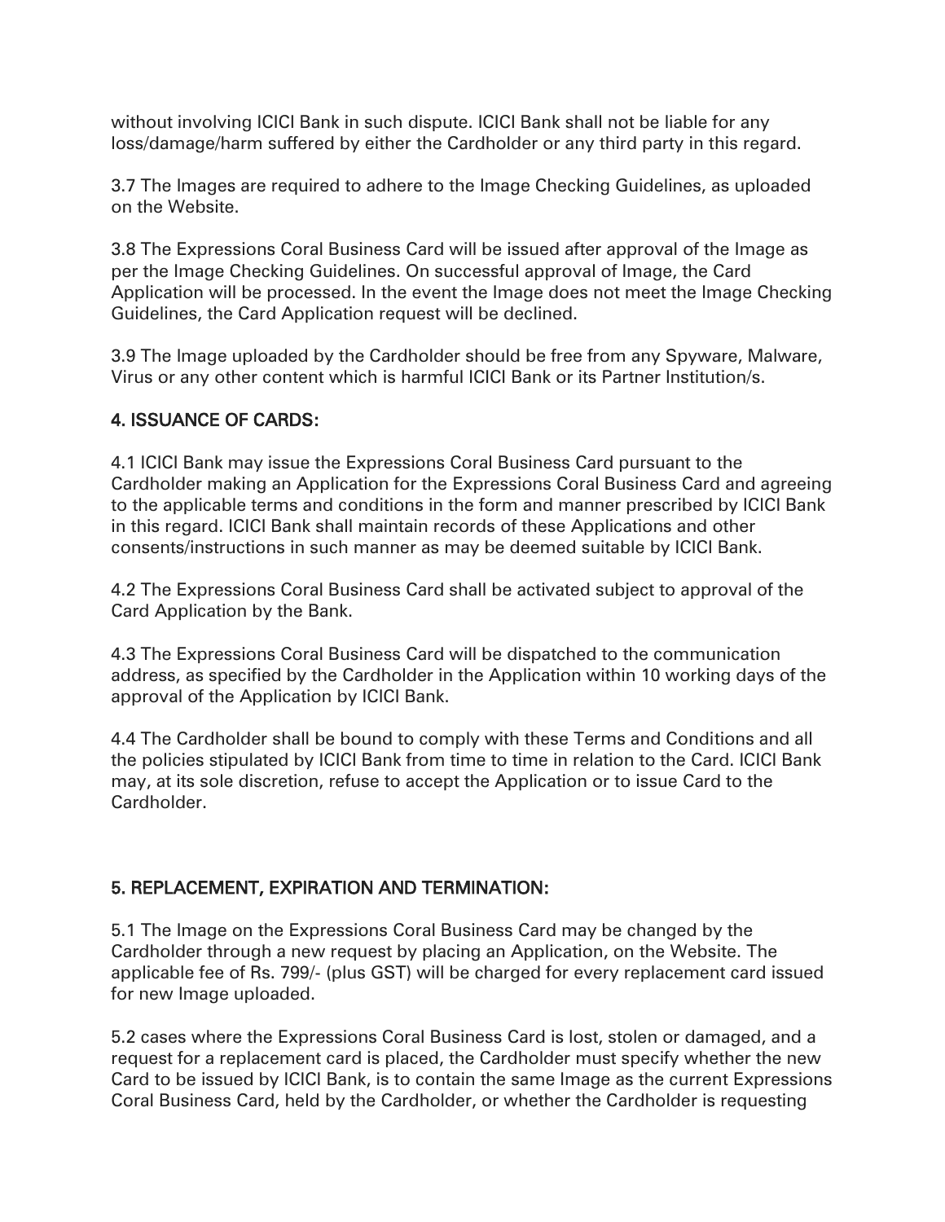without involving ICICI Bank in such dispute. ICICI Bank shall not be liable for any loss/damage/harm suffered by either the Cardholder or any third party in this regard.

3.7 The Images are required to adhere to the Image Checking Guidelines, as uploaded on the Website.

3.8 The Expressions Coral Business Card will be issued after approval of the Image as per the Image Checking Guidelines. On successful approval of Image, the Card Application will be processed. In the event the Image does not meet the Image Checking Guidelines, the Card Application request will be declined.

3.9 The Image uploaded by the Cardholder should be free from any Spyware, Malware, Virus or any other content which is harmful ICICI Bank or its Partner Institution/s.

## 4. ISSUANCE OF CARDS:

4.1 ICICI Bank may issue the Expressions Coral Business Card pursuant to the Cardholder making an Application for the Expressions Coral Business Card and agreeing to the applicable terms and conditions in the form and manner prescribed by ICICI Bank in this regard. ICICI Bank shall maintain records of these Applications and other consents/instructions in such manner as may be deemed suitable by ICICI Bank.

4.2 The Expressions Coral Business Card shall be activated subject to approval of the Card Application by the Bank.

4.3 The Expressions Coral Business Card will be dispatched to the communication address, as specified by the Cardholder in the Application within 10 working days of the approval of the Application by ICICI Bank.

4.4 The Cardholder shall be bound to comply with these Terms and Conditions and all the policies stipulated by ICICI Bank from time to time in relation to the Card. ICICI Bank may, at its sole discretion, refuse to accept the Application or to issue Card to the Cardholder.

## 5. REPLACEMENT, EXPIRATION AND TERMINATION:

5.1 The Image on the Expressions Coral Business Card may be changed by the Cardholder through a new request by placing an Application, on the Website. The applicable fee of Rs. 799/- (plus GST) will be charged for every replacement card issued for new Image uploaded.

5.2 cases where the Expressions Coral Business Card is lost, stolen or damaged, and a request for a replacement card is placed, the Cardholder must specify whether the new Card to be issued by ICICI Bank, is to contain the same Image as the current Expressions Coral Business Card, held by the Cardholder, or whether the Cardholder is requesting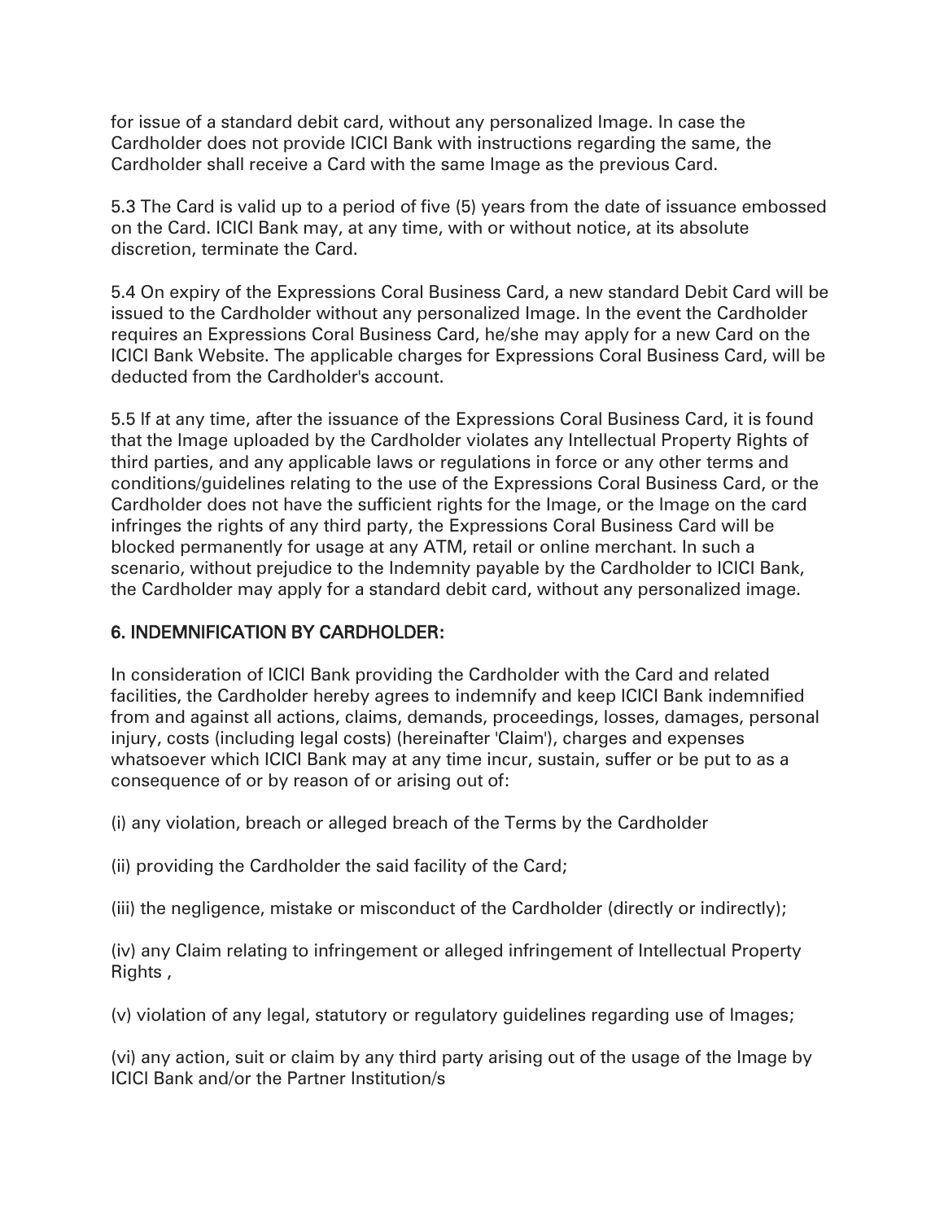for issue of a standard debit card, without any personalized Image. In case the Cardholder does not provide ICICI Bank with instructions regarding the same, the Cardholder shall receive a Card with the same Image as the previous Card.

5.3 The Card is valid up to a period of five (5) years from the date of issuance embossed on the Card. ICICI Bank may, at any time, with or without notice, at its absolute discretion, terminate the Card.

5.4 On expiry of the Expressions Coral Business Card, a new standard Debit Card will be issued to the Cardholder without any personalized Image. In the event the Cardholder requires an Expressions Coral Business Card, he/she may apply for a new Card on the ICICI Bank Website. The applicable charges for Expressions Coral Business Card, will be deducted from the Cardholder's account.

5.5 If at any time, after the issuance of the Expressions Coral Business Card, it is found that the Image uploaded by the Cardholder violates any Intellectual Property Rights of third parties, and any applicable laws or regulations in force or any other terms and conditions/guidelines relating to the use of the Expressions Coral Business Card, or the Cardholder does not have the sufficient rights for the Image, or the Image on the card infringes the rights of any third party, the Expressions Coral Business Card will be blocked permanently for usage at any ATM, retail or online merchant. In such a scenario, without prejudice to the Indemnity payable by the Cardholder to ICICI Bank, the Cardholder may apply for a standard debit card, without any personalized image.

## 6. INDEMNIFICATION BY CARDHOLDER:

In consideration of ICICI Bank providing the Cardholder with the Card and related facilities, the Cardholder hereby agrees to indemnify and keep ICICI Bank indemnified from and against all actions, claims, demands, proceedings, losses, damages, personal injury, costs (including legal costs) (hereinafter 'Claim'), charges and expenses whatsoever which ICICI Bank may at any time incur, sustain, suffer or be put to as a consequence of or by reason of or arising out of:

(i) any violation, breach or alleged breach of the Terms by the Cardholder

(ii) providing the Cardholder the said facility of the Card;

(iii) the negligence, mistake or misconduct of the Cardholder (directly or indirectly);

(iv) any Claim relating to infringement or alleged infringement of Intellectual Property Rights ,

(v) violation of any legal, statutory or regulatory guidelines regarding use of Images;

(vi) any action, suit or claim by any third party arising out of the usage of the Image by ICICI Bank and/or the Partner Institution/s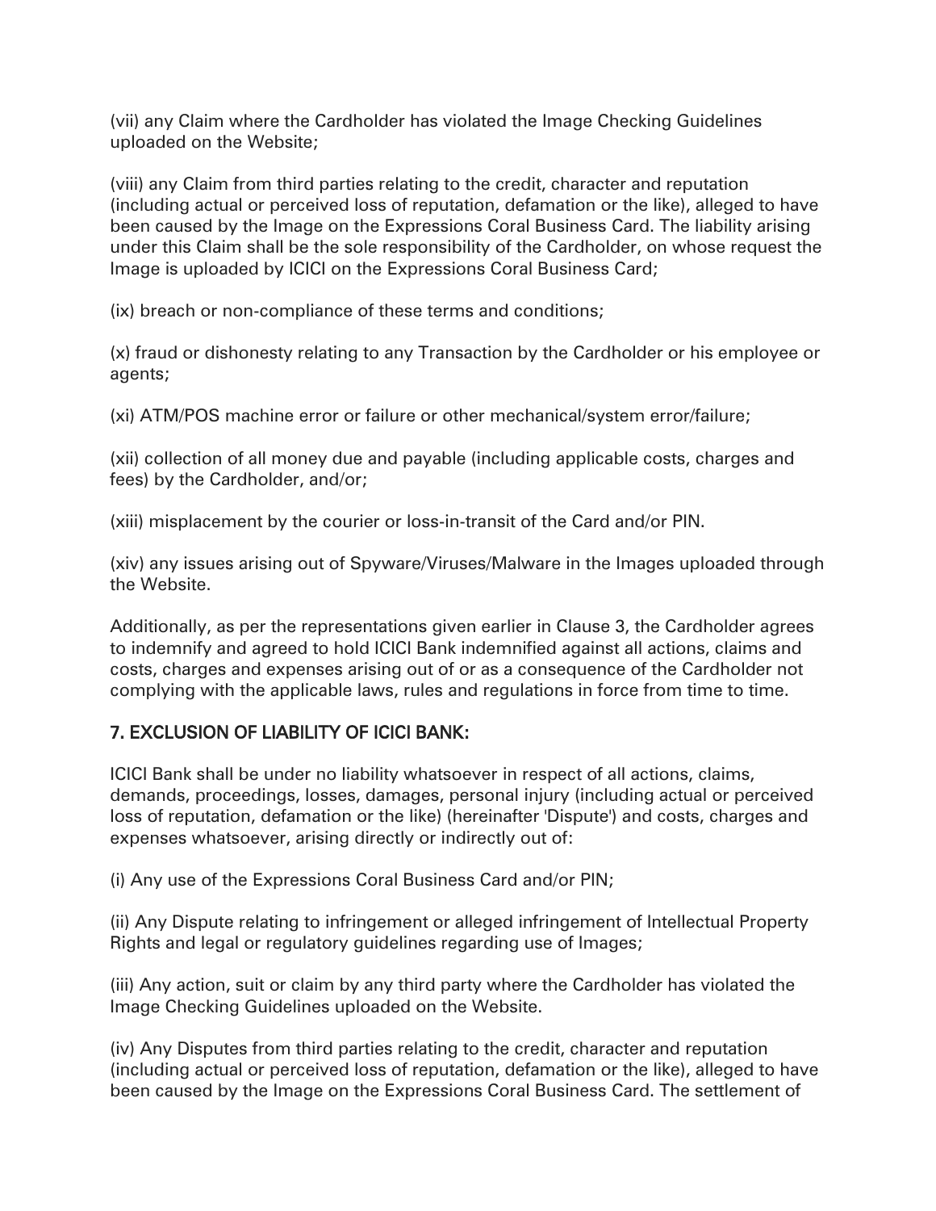(vii) any Claim where the Cardholder has violated the Image Checking Guidelines uploaded on the Website;

(viii) any Claim from third parties relating to the credit, character and reputation (including actual or perceived loss of reputation, defamation or the like), alleged to have been caused by the Image on the Expressions Coral Business Card. The liability arising under this Claim shall be the sole responsibility of the Cardholder, on whose request the Image is uploaded by ICICI on the Expressions Coral Business Card;

(ix) breach or non-compliance of these terms and conditions;

(x) fraud or dishonesty relating to any Transaction by the Cardholder or his employee or agents;

(xi) ATM/POS machine error or failure or other mechanical/system error/failure;

(xii) collection of all money due and payable (including applicable costs, charges and fees) by the Cardholder, and/or;

(xiii) misplacement by the courier or loss-in-transit of the Card and/or PIN.

(xiv) any issues arising out of Spyware/Viruses/Malware in the Images uploaded through the Website.

Additionally, as per the representations given earlier in Clause 3, the Cardholder agrees to indemnify and agreed to hold ICICI Bank indemnified against all actions, claims and costs, charges and expenses arising out of or as a consequence of the Cardholder not complying with the applicable laws, rules and regulations in force from time to time.

## 7. EXCLUSION OF LIABILITY OF ICICI BANK:

ICICI Bank shall be under no liability whatsoever in respect of all actions, claims, demands, proceedings, losses, damages, personal injury (including actual or perceived loss of reputation, defamation or the like) (hereinafter 'Dispute') and costs, charges and expenses whatsoever, arising directly or indirectly out of:

(i) Any use of the Expressions Coral Business Card and/or PIN;

(ii) Any Dispute relating to infringement or alleged infringement of Intellectual Property Rights and legal or regulatory guidelines regarding use of Images;

(iii) Any action, suit or claim by any third party where the Cardholder has violated the Image Checking Guidelines uploaded on the Website.

(iv) Any Disputes from third parties relating to the credit, character and reputation (including actual or perceived loss of reputation, defamation or the like), alleged to have been caused by the Image on the Expressions Coral Business Card. The settlement of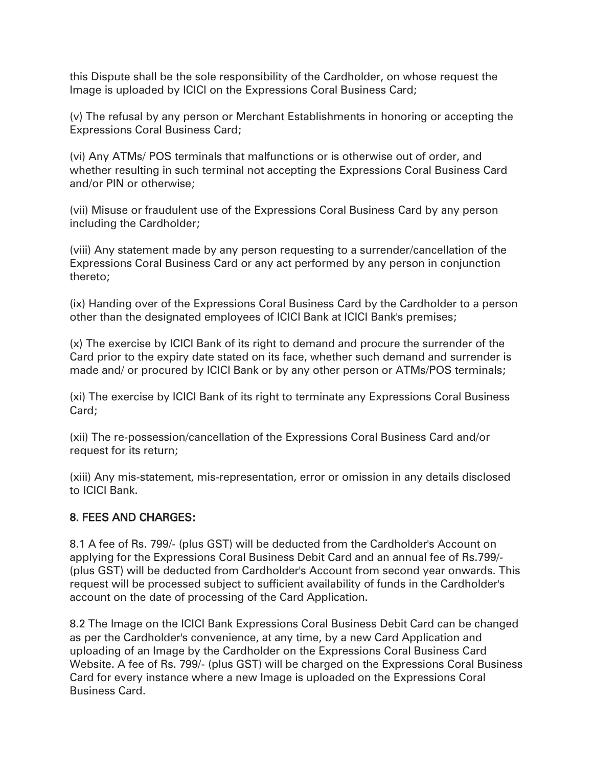this Dispute shall be the sole responsibility of the Cardholder, on whose request the Image is uploaded by ICICI on the Expressions Coral Business Card;

(v) The refusal by any person or Merchant Establishments in honoring or accepting the Expressions Coral Business Card;

(vi) Any ATMs/ POS terminals that malfunctions or is otherwise out of order, and whether resulting in such terminal not accepting the Expressions Coral Business Card and/or PIN or otherwise;

(vii) Misuse or fraudulent use of the Expressions Coral Business Card by any person including the Cardholder;

(viii) Any statement made by any person requesting to a surrender/cancellation of the Expressions Coral Business Card or any act performed by any person in conjunction thereto;

(ix) Handing over of the Expressions Coral Business Card by the Cardholder to a person other than the designated employees of ICICI Bank at ICICI Bank's premises;

(x) The exercise by ICICI Bank of its right to demand and procure the surrender of the Card prior to the expiry date stated on its face, whether such demand and surrender is made and/ or procured by ICICI Bank or by any other person or ATMs/POS terminals;

(xi) The exercise by ICICI Bank of its right to terminate any Expressions Coral Business Card;

(xii) The re-possession/cancellation of the Expressions Coral Business Card and/or request for its return;

(xiii) Any mis-statement, mis-representation, error or omission in any details disclosed to ICICI Bank.

## 8. FEES AND CHARGES:

8.1 A fee of Rs. 799/- (plus GST) will be deducted from the Cardholder's Account on applying for the Expressions Coral Business Debit Card and an annual fee of Rs.799/- (plus GST) will be deducted from Cardholder's Account from second year onwards. This request will be processed subject to sufficient availability of funds in the Cardholder's account on the date of processing of the Card Application.

8.2 The Image on the ICICI Bank Expressions Coral Business Debit Card can be changed as per the Cardholder's convenience, at any time, by a new Card Application and uploading of an Image by the Cardholder on the Expressions Coral Business Card Website. A fee of Rs. 799/- (plus GST) will be charged on the Expressions Coral Business Card for every instance where a new Image is uploaded on the Expressions Coral Business Card.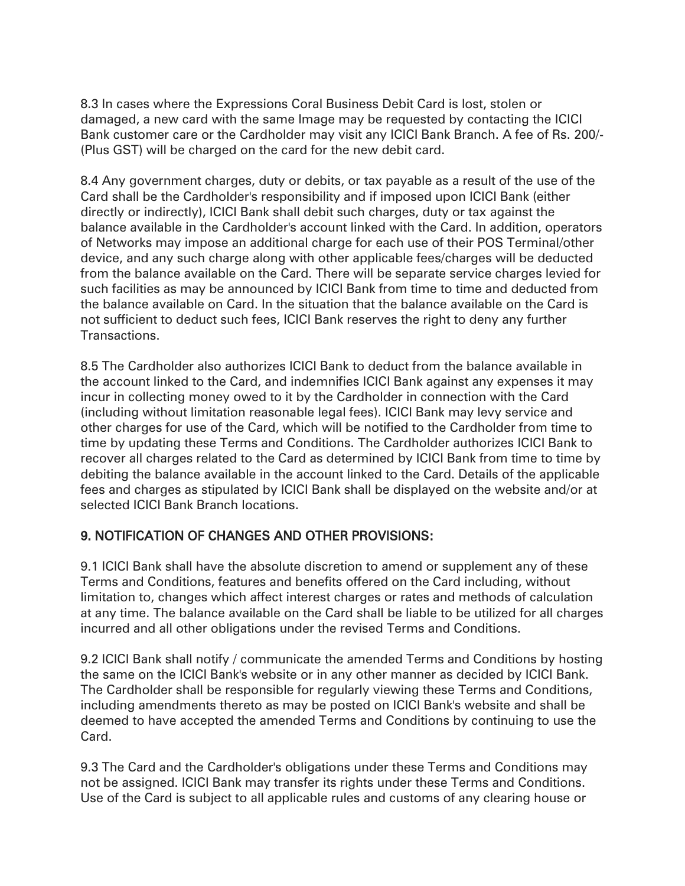8.3 In cases where the Expressions Coral Business Debit Card is lost, stolen or damaged, a new card with the same Image may be requested by contacting the ICICI Bank customer care or the Cardholder may visit any ICICI Bank Branch. A fee of Rs. 200/- (Plus GST) will be charged on the card for the new debit card.

8.4 Any government charges, duty or debits, or tax payable as a result of the use of the Card shall be the Cardholder's responsibility and if imposed upon ICICI Bank (either directly or indirectly), ICICI Bank shall debit such charges, duty or tax against the balance available in the Cardholder's account linked with the Card. In addition, operators of Networks may impose an additional charge for each use of their POS Terminal/other device, and any such charge along with other applicable fees/charges will be deducted from the balance available on the Card. There will be separate service charges levied for such facilities as may be announced by ICICI Bank from time to time and deducted from the balance available on Card. In the situation that the balance available on the Card is not sufficient to deduct such fees, ICICI Bank reserves the right to deny any further Transactions.

8.5 The Cardholder also authorizes ICICI Bank to deduct from the balance available in the account linked to the Card, and indemnifies ICICI Bank against any expenses it may incur in collecting money owed to it by the Cardholder in connection with the Card (including without limitation reasonable legal fees). ICICI Bank may levy service and other charges for use of the Card, which will be notified to the Cardholder from time to time by updating these Terms and Conditions. The Cardholder authorizes ICICI Bank to recover all charges related to the Card as determined by ICICI Bank from time to time by debiting the balance available in the account linked to the Card. Details of the applicable fees and charges as stipulated by ICICI Bank shall be displayed on the website and/or at selected ICICI Bank Branch locations.

## 9. NOTIFICATION OF CHANGES AND OTHER PROVISIONS:

9.1 ICICI Bank shall have the absolute discretion to amend or supplement any of these Terms and Conditions, features and benefits offered on the Card including, without limitation to, changes which affect interest charges or rates and methods of calculation at any time. The balance available on the Card shall be liable to be utilized for all charges incurred and all other obligations under the revised Terms and Conditions.

9.2 ICICI Bank shall notify / communicate the amended Terms and Conditions by hosting the same on the ICICI Bank's website or in any other manner as decided by ICICI Bank. The Cardholder shall be responsible for regularly viewing these Terms and Conditions, including amendments thereto as may be posted on ICICI Bank's website and shall be deemed to have accepted the amended Terms and Conditions by continuing to use the Card.

9.3 The Card and the Cardholder's obligations under these Terms and Conditions may not be assigned. ICICI Bank may transfer its rights under these Terms and Conditions. Use of the Card is subject to all applicable rules and customs of any clearing house or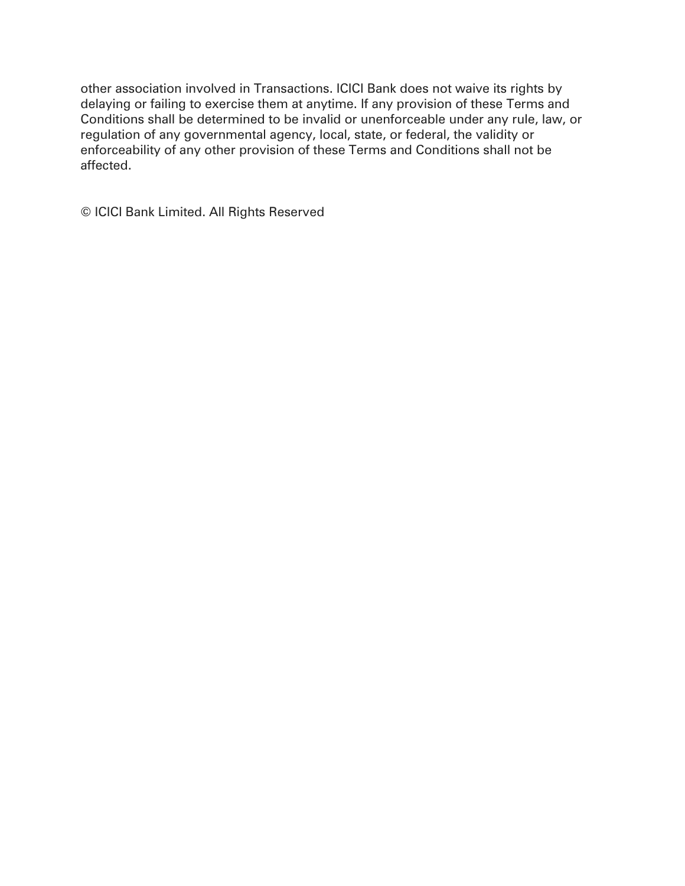other association involved in Transactions. ICICI Bank does not waive its rights by delaying or failing to exercise them at anytime. If any provision of these Terms and Conditions shall be determined to be invalid or unenforceable under any rule, law, or regulation of any governmental agency, local, state, or federal, the validity or enforceability of any other provision of these Terms and Conditions shall not be affected.

© ICICI Bank Limited. All Rights Reserved